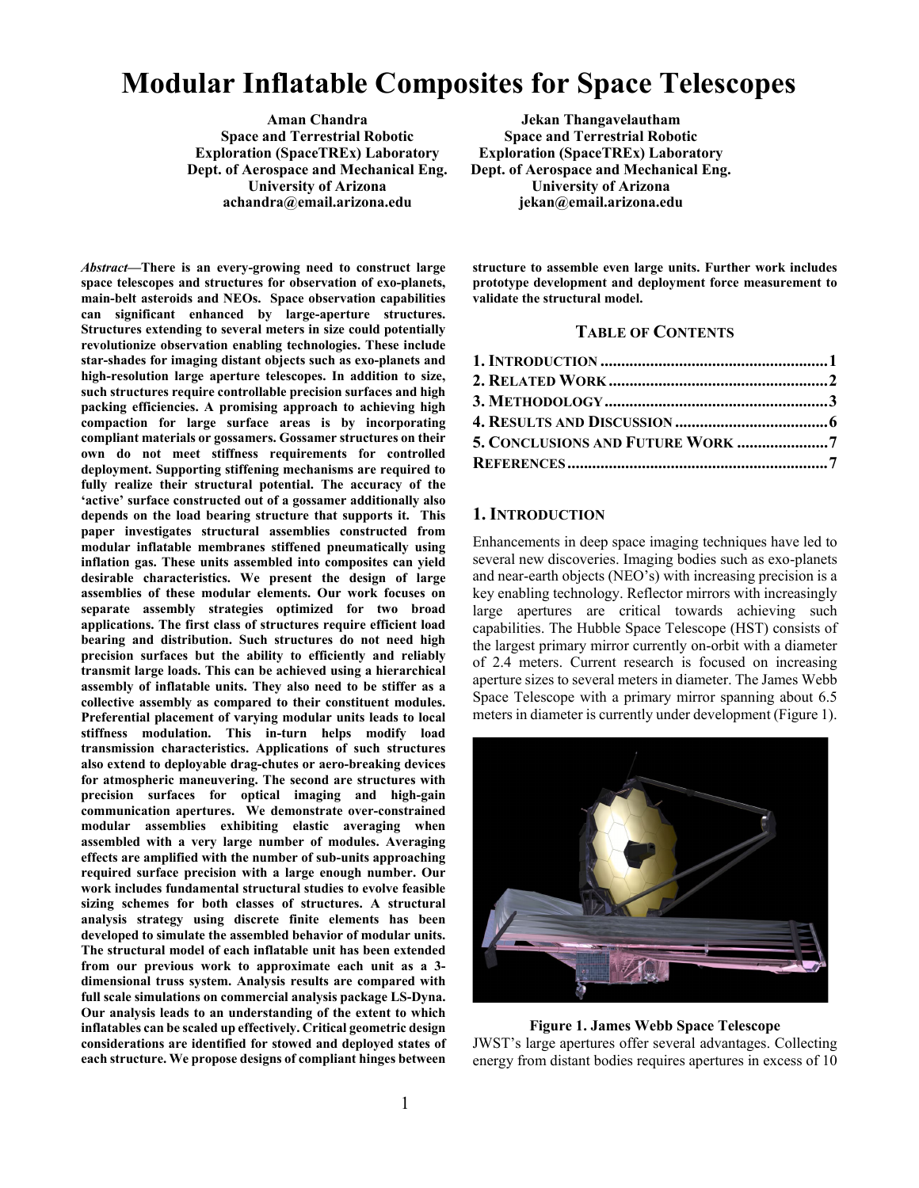# Modular Inflatable Composites for Space Telescopes

**Aman Chandra**
**Space and Terrestrial Robotic Exploration (SpaceTREx) Laboratory**
**Dept. of Aerospace and Mechanical Eng.**
**University of Arizona**
**achandra@email.arizona.edu**

**Jekan Thangavelautham**
**Space and Terrestrial Robotic Exploration (SpaceTREx) Laboratory**
**Dept. of Aerospace and Mechanical Eng.**
**University of Arizona**
**jekan@email.arizona.edu**

*Abstract*—**There is an every-growing need to construct large space telescopes and structures for observation of exo-planets, main-belt asteroids and NEOs. Space observation capabilities can significant enhanced by large-aperture structures. Structures extending to several meters in size could potentially revolutionize observation enabling technologies. These include star-shades for imaging distant objects such as exo-planets and high-resolution large aperture telescopes. In addition to size, such structures require controllable precision surfaces and high packing efficiencies. A promising approach to achieving high compaction for large surface areas is by incorporating compliant materials or gossamers. Gossamer structures on their own do not meet stiffness requirements for controlled deployment. Supporting stiffening mechanisms are required to fully realize their structural potential. The accuracy of the 'active' surface constructed out of a gossamer additionally also depends on the load bearing structure that supports it. This paper investigates structural assemblies constructed from modular inflatable membranes stiffened pneumatically using inflation gas. These units assembled into composites can yield desirable characteristics. We present the design of large assemblies of these modular elements. Our work focuses on separate assembly strategies optimized for two broad applications. The first class of structures require efficient load bearing and distribution. Such structures do not need high precision surfaces but the ability to efficiently and reliably transmit large loads. This can be achieved using a hierarchical assembly of inflatable units. They also need to be stiffer as a collective assembly as compared to their constituent modules. Preferential placement of varying modular units leads to local stiffness modulation. This in-turn helps modify load transmission characteristics. Applications of such structures also extend to deployable drag-chutes or aero-breaking devices for atmospheric maneuvering. The second are structures with precision surfaces for optical imaging and high-gain communication apertures. We demonstrate over-constrained modular assemblies exhibiting elastic averaging when assembled with a very large number of modules. Averaging effects are amplified with the number of sub-units approaching required surface precision with a large enough number. Our work includes fundamental structural studies to evolve feasible sizing schemes for both classes of structures. A structural analysis strategy using discrete finite elements has been developed to simulate the assembled behavior of modular units. The structural model of each inflatable unit has been extended from our previous work to approximate each unit as a 3-dimensional truss system. Analysis results are compared with full scale simulations on commercial analysis package LS-Dyna. Our analysis leads to an understanding of the extent to which inflatables can be scaled up effectively. Critical geometric design considerations are identified for stowed and deployed states of each structure. We propose designs of compliant hinges between structure to assemble even large units. Further work includes prototype development and deployment force measurement to validate the structural model.**

## Table of Contents

**1. Introduction ........................................................ 1**
**2. Related Work ..................................................... 2**
**3. Methodology ...................................................... 3**
**4. Results and Discussion ..................................... 6**
**5. Conclusions and Future Work ........................ 7**
**References ............................................................. 7**

## 1. Introduction

Enhancements in deep space imaging techniques have led to several new discoveries. Imaging bodies such as exo-planets and near-earth objects (NEO's) with increasing precision is a key enabling technology. Reflector mirrors with increasingly large apertures are critical towards achieving such capabilities. The Hubble Space Telescope (HST) consists of the largest primary mirror currently on-orbit with a diameter of 2.4 meters. Current research is focused on increasing aperture sizes to several meters in diameter. The James Webb Space Telescope with a primary mirror spanning about 6.5 meters in diameter is currently under development (Figure 1).

**Figure 1. James Webb Space Telescope**

JWST's large apertures offer several advantages. Collecting energy from distant bodies requires apertures in excess of 10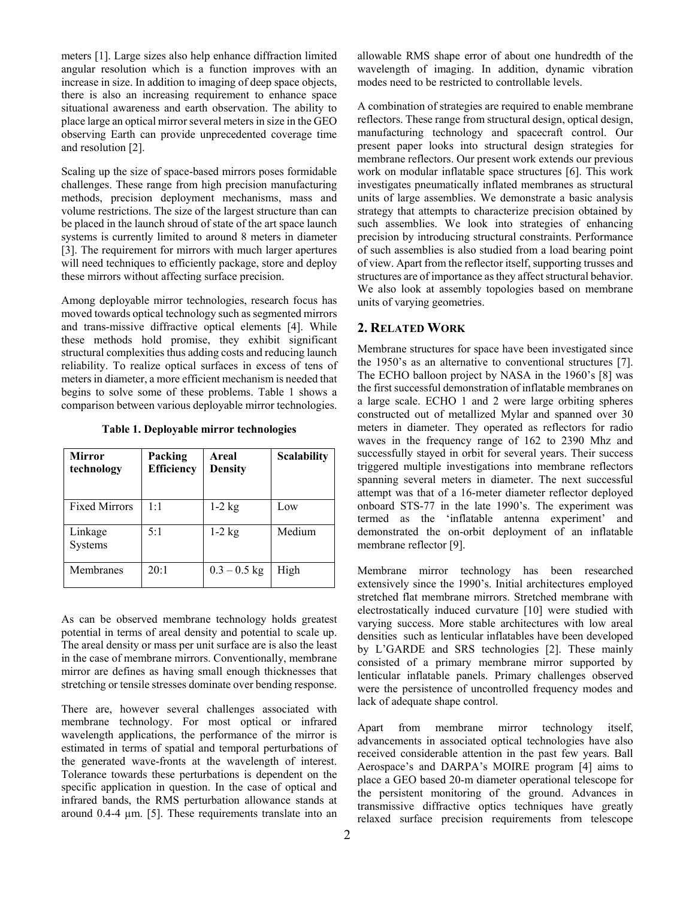meters [1]. Large sizes also help enhance diffraction limited angular resolution which is a function improves with an increase in size. In addition to imaging of deep space objects, there is also an increasing requirement to enhance space situational awareness and earth observation. The ability to place large an optical mirror several meters in size in the GEO observing Earth can provide unprecedented coverage time and resolution [2].

Scaling up the size of space-based mirrors poses formidable challenges. These range from high precision manufacturing methods, precision deployment mechanisms, mass and volume restrictions. The size of the largest structure than can be placed in the launch shroud of state of the art space launch systems is currently limited to around 8 meters in diameter [3]. The requirement for mirrors with much larger apertures will need techniques to efficiently package, store and deploy these mirrors without affecting surface precision.

Among deployable mirror technologies, research focus has moved towards optical technology such as segmented mirrors and trans-missive diffractive optical elements [4]. While these methods hold promise, they exhibit significant structural complexities thus adding costs and reducing launch reliability. To realize optical surfaces in excess of tens of meters in diameter, a more efficient mechanism is needed that begins to solve some of these problems. Table 1 shows a comparison between various deployable mirror technologies.

**Table 1. Deployable mirror technologies**

| Mirror technology | Packing Efficiency | Areal Density | Scalability |
|---|---|---|---|
| Fixed Mirrors | 1:1 | 1-2 kg | Low |
| Linkage Systems | 5:1 | 1-2 kg | Medium |
| Membranes | 20:1 | 0.3 – 0.5 kg | High |

As can be observed membrane technology holds greatest potential in terms of areal density and potential to scale up. The areal density or mass per unit surface are is also the least in the case of membrane mirrors. Conventionally, membrane mirror are defines as having small enough thicknesses that stretching or tensile stresses dominate over bending response.

There are, however several challenges associated with membrane technology. For most optical or infrared wavelength applications, the performance of the mirror is estimated in terms of spatial and temporal perturbations of the generated wave-fronts at the wavelength of interest. Tolerance towards these perturbations is dependent on the specific application in question. In the case of optical and infrared bands, the RMS perturbation allowance stands at around 0.4-4 µm. [5]. These requirements translate into an allowable RMS shape error of about one hundredth of the wavelength of imaging. In addition, dynamic vibration modes need to be restricted to controllable levels.

A combination of strategies are required to enable membrane reflectors. These range from structural design, optical design, manufacturing technology and spacecraft control. Our present paper looks into structural design strategies for membrane reflectors. Our present work extends our previous work on modular inflatable space structures [6]. This work investigates pneumatically inflated membranes as structural units of large assemblies. We demonstrate a basic analysis strategy that attempts to characterize precision obtained by such assemblies. We look into strategies of enhancing precision by introducing structural constraints. Performance of such assemblies is also studied from a load bearing point of view. Apart from the reflector itself, supporting trusses and structures are of importance as they affect structural behavior. We also look at assembly topologies based on membrane units of varying geometries.

## 2. Related Work

Membrane structures for space have been investigated since the 1950's as an alternative to conventional structures [7]. The ECHO balloon project by NASA in the 1960's [8] was the first successful demonstration of inflatable membranes on a large scale. ECHO 1 and 2 were large orbiting spheres constructed out of metallized Mylar and spanned over 30 meters in diameter. They operated as reflectors for radio waves in the frequency range of 162 to 2390 Mhz and successfully stayed in orbit for several years. Their success triggered multiple investigations into membrane reflectors spanning several meters in diameter. The next successful attempt was that of a 16-meter diameter reflector deployed onboard STS-77 in the late 1990's. The experiment was termed as the 'inflatable antenna experiment' and demonstrated the on-orbit deployment of an inflatable membrane reflector [9].

Membrane mirror technology has been researched extensively since the 1990's. Initial architectures employed stretched flat membrane mirrors. Stretched membrane with electrostatically induced curvature [10] were studied with varying success. More stable architectures with low areal densities such as lenticular inflatables have been developed by L'GARDE and SRS technologies [2]. These mainly consisted of a primary membrane mirror supported by lenticular inflatable panels. Primary challenges observed were the persistence of uncontrolled frequency modes and lack of adequate shape control.

Apart from membrane mirror technology itself, advancements in associated optical technologies have also received considerable attention in the past few years. Ball Aerospace's and DARPA's MOIRE program [4] aims to place a GEO based 20-m diameter operational telescope for the persistent monitoring of the ground. Advances in transmissive diffractive optics techniques have greatly relaxed surface precision requirements from telescope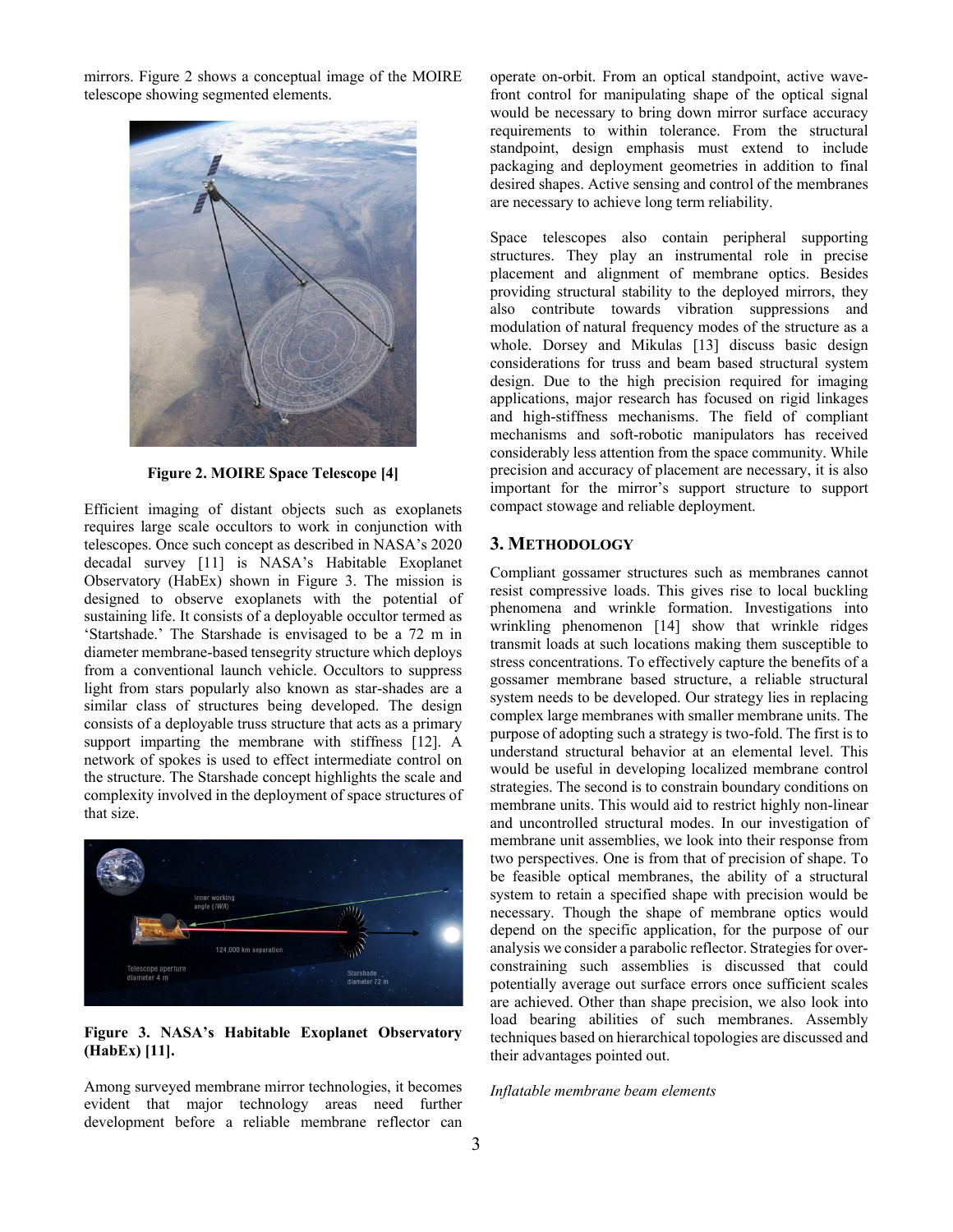mirrors. Figure 2 shows a conceptual image of the MOIRE telescope showing segmented elements.

**Figure 2. MOIRE Space Telescope [4]**

Efficient imaging of distant objects such as exoplanets requires large scale occultors to work in conjunction with telescopes. Once such concept as described in NASA's 2020 decadal survey [11] is NASA's Habitable Exoplanet Observatory (HabEx) shown in Figure 3. The mission is designed to observe exoplanets with the potential of sustaining life. It consists of a deployable occultor termed as 'Startshade.' The Starshade is envisaged to be a 72 m in diameter membrane-based tensegrity structure which deploys from a conventional launch vehicle. Occultors to suppress light from stars popularly also known as star-shades are a similar class of structures being developed. The design consists of a deployable truss structure that acts as a primary support imparting the membrane with stiffness [12]. A network of spokes is used to effect intermediate control on the structure. The Starshade concept highlights the scale and complexity involved in the deployment of space structures of that size.

**Figure 3. NASA's Habitable Exoplanet Observatory (HabEx) [11].**

Among surveyed membrane mirror technologies, it becomes evident that major technology areas need further development before a reliable membrane reflector can operate on-orbit. From an optical standpoint, active wave-front control for manipulating shape of the optical signal would be necessary to bring down mirror surface accuracy requirements to within tolerance. From the structural standpoint, design emphasis must extend to include packaging and deployment geometries in addition to final desired shapes. Active sensing and control of the membranes are necessary to achieve long term reliability.

Space telescopes also contain peripheral supporting structures. They play an instrumental role in precise placement and alignment of membrane optics. Besides providing structural stability to the deployed mirrors, they also contribute towards vibration suppressions and modulation of natural frequency modes of the structure as a whole. Dorsey and Mikulas [13] discuss basic design considerations for truss and beam based structural system design. Due to the high precision required for imaging applications, major research has focused on rigid linkages and high-stiffness mechanisms. The field of compliant mechanisms and soft-robotic manipulators has received considerably less attention from the space community. While precision and accuracy of placement are necessary, it is also important for the mirror's support structure to support compact stowage and reliable deployment.

## 3. Methodology

Compliant gossamer structures such as membranes cannot resist compressive loads. This gives rise to local buckling phenomena and wrinkle formation. Investigations into wrinkling phenomenon [14] show that wrinkle ridges transmit loads at such locations making them susceptible to stress concentrations. To effectively capture the benefits of a gossamer membrane based structure, a reliable structural system needs to be developed. Our strategy lies in replacing complex large membranes with smaller membrane units. The purpose of adopting such a strategy is two-fold. The first is to understand structural behavior at an elemental level. This would be useful in developing localized membrane control strategies. The second is to constrain boundary conditions on membrane units. This would aid to restrict highly non-linear and uncontrolled structural modes. In our investigation of membrane unit assemblies, we look into their response from two perspectives. One is from that of precision of shape. To be feasible optical membranes, the ability of a structural system to retain a specified shape with precision would be necessary. Though the shape of membrane optics would depend on the specific application, for the purpose of our analysis we consider a parabolic reflector. Strategies for over-constraining such assemblies is discussed that could potentially average out surface errors once sufficient scales are achieved. Other than shape precision, we also look into load bearing abilities of such membranes. Assembly techniques based on hierarchical topologies are discussed and their advantages pointed out.

*Inflatable membrane beam elements*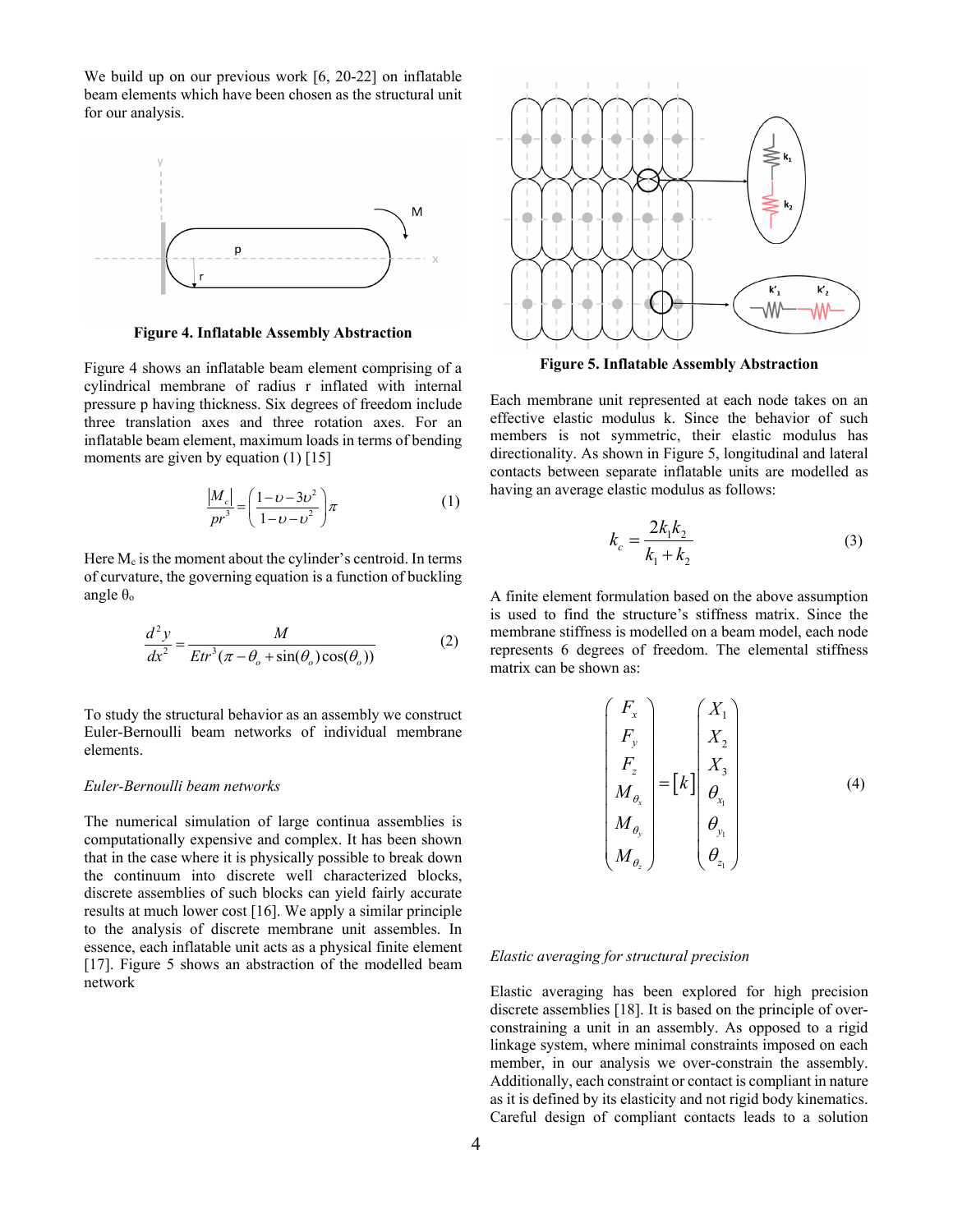We build up on our previous work [6, 20-22] on inflatable beam elements which have been chosen as the structural unit for our analysis.

**Figure 4. Inflatable Assembly Abstraction**

Figure 4 shows an inflatable beam element comprising of a cylindrical membrane of radius r inflated with internal pressure p having thickness. Six degrees of freedom include three translation axes and three rotation axes. For an inflatable beam element, maximum loads in terms of bending moments are given by equation (1) [15]

$$\frac{|M_c|}{pr^3} = \left(\frac{1-\upsilon-3\upsilon^2}{1-\upsilon-\upsilon^2}\right)\pi \tag{1}$$

Here $M_c$ is the moment about the cylinder's centroid. In terms of curvature, the governing equation is a function of buckling angle $\theta_o$

$$\frac{d^2y}{dx^2} = \frac{M}{Etr^3(\pi-\theta_o+\sin(\theta_o)\cos(\theta_o))} \tag{2}$$

To study the structural behavior as an assembly we construct Euler-Bernoulli beam networks of individual membrane elements.

*Euler-Bernoulli beam networks*

The numerical simulation of large continua assemblies is computationally expensive and complex. It has been shown that in the case where it is physically possible to break down the continuum into discrete well characterized blocks, discrete assemblies of such blocks can yield fairly accurate results at much lower cost [16]. We apply a similar principle to the analysis of discrete membrane unit assembles. In essence, each inflatable unit acts as a physical finite element [17]. Figure 5 shows an abstraction of the modelled beam network

**Figure 5. Inflatable Assembly Abstraction**

Each membrane unit represented at each node takes on an effective elastic modulus k. Since the behavior of such members is not symmetric, their elastic modulus has directionality. As shown in Figure 5, longitudinal and lateral contacts between separate inflatable units are modelled as having an average elastic modulus as follows:

$$k_c = \frac{2k_1k_2}{k_1+k_2} \tag{3}$$

A finite element formulation based on the above assumption is used to find the structure's stiffness matrix. Since the membrane stiffness is modelled on a beam model, each node represents 6 degrees of freedom. The elemental stiffness matrix can be shown as:

$$\begin{pmatrix} F_x \\ F_y \\ F_z \\ M_{\theta_x} \\ M_{\theta_y} \\ M_{\theta_z} \end{pmatrix} = [k] \begin{pmatrix} X_1 \\ X_2 \\ X_3 \\ \theta_{x_1} \\ \theta_{y_1} \\ \theta_{z_1} \end{pmatrix} \tag{4}$$

*Elastic averaging for structural precision*

Elastic averaging has been explored for high precision discrete assemblies [18]. It is based on the principle of over-constraining a unit in an assembly. As opposed to a rigid linkage system, where minimal constraints imposed on each member, in our analysis we over-constrain the assembly. Additionally, each constraint or contact is compliant in nature as it is defined by its elasticity and not rigid body kinematics. Careful design of compliant contacts leads to a solution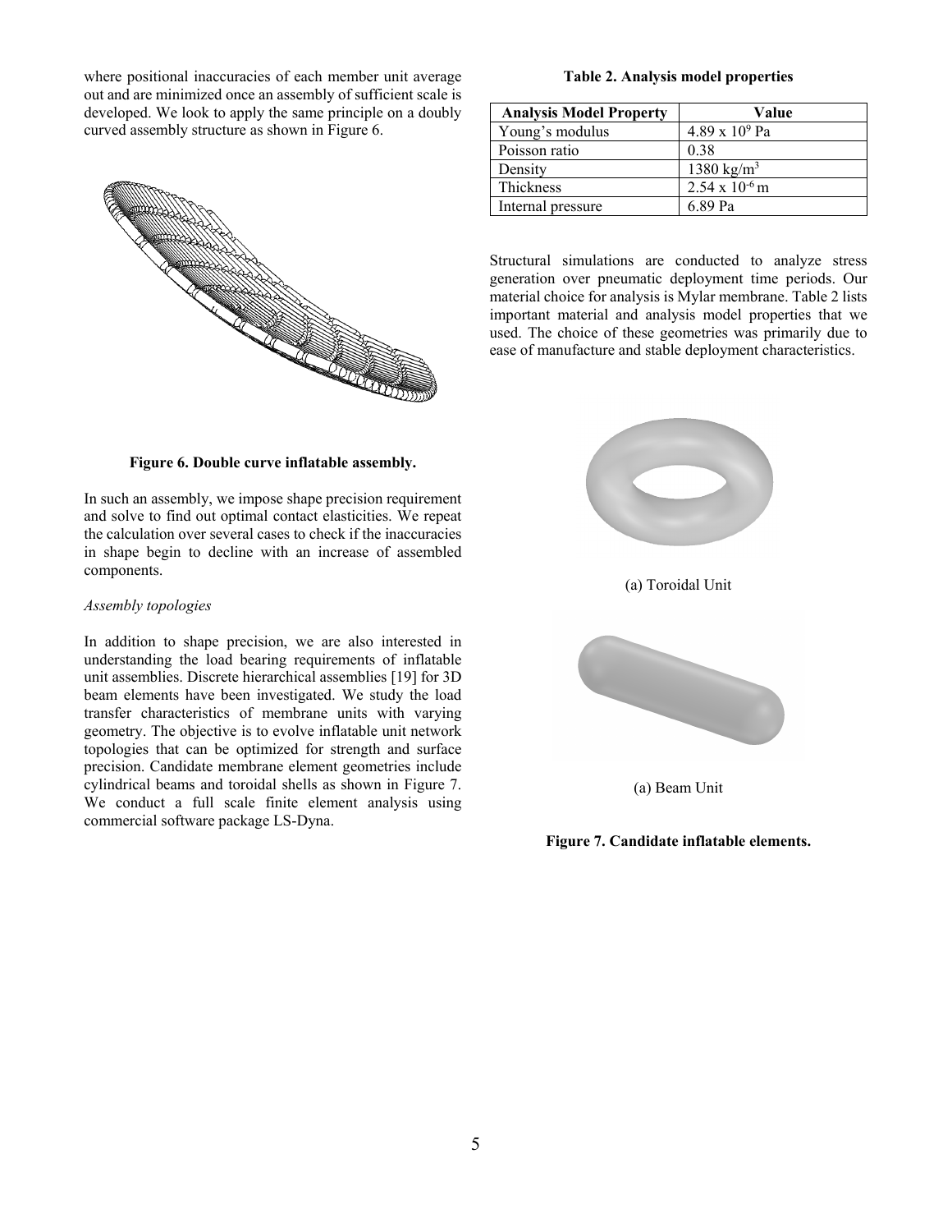where positional inaccuracies of each member unit average out and are minimized once an assembly of sufficient scale is developed. We look to apply the same principle on a doubly curved assembly structure as shown in Figure 6.

**Figure 6. Double curve inflatable assembly.**

In such an assembly, we impose shape precision requirement and solve to find out optimal contact elasticities. We repeat the calculation over several cases to check if the inaccuracies in shape begin to decline with an increase of assembled components.

*Assembly topologies*

In addition to shape precision, we are also interested in understanding the load bearing requirements of inflatable unit assemblies. Discrete hierarchical assemblies [19] for 3D beam elements have been investigated. We study the load transfer characteristics of membrane units with varying geometry. The objective is to evolve inflatable unit network topologies that can be optimized for strength and surface precision. Candidate membrane element geometries include cylindrical beams and toroidal shells as shown in Figure 7. We conduct a full scale finite element analysis using commercial software package LS-Dyna.

**Table 2. Analysis model properties**

| Analysis Model Property | Value |
| --- | --- |
| Young's modulus | $4.89 \times 10^9$ Pa |
| Poisson ratio | 0.38 |
| Density | 1380 kg/m$^3$ |
| Thickness | $2.54 \times 10^{-6}$ m |
| Internal pressure | 6.89 Pa |

Structural simulations are conducted to analyze stress generation over pneumatic deployment time periods. Our material choice for analysis is Mylar membrane. Table 2 lists important material and analysis model properties that we used. The choice of these geometries was primarily due to ease of manufacture and stable deployment characteristics.

(a) Toroidal Unit

(a) Beam Unit

**Figure 7. Candidate inflatable elements.**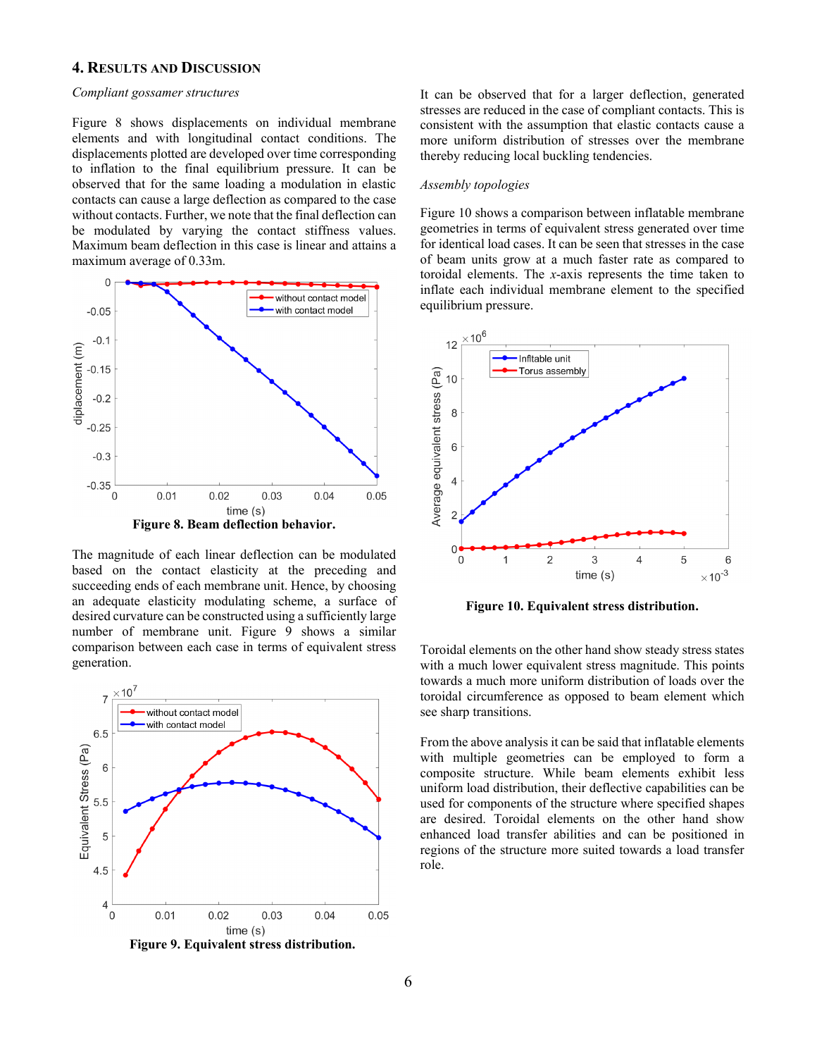## 4. Results and Discussion

*Compliant gossamer structures*

Figure 8 shows displacements on individual membrane elements and with longitudinal contact conditions. The displacements plotted are developed over time corresponding to inflation to the final equilibrium pressure. It can be observed that for the same loading a modulation in elastic contacts can cause a large deflection as compared to the case without contacts. Further, we note that the final deflection can be modulated by varying the contact stiffness values. Maximum beam deflection in this case is linear and attains a maximum average of 0.33m.

**Figure 8. Beam deflection behavior.**

The magnitude of each linear deflection can be modulated based on the contact elasticity at the preceding and succeeding ends of each membrane unit. Hence, by choosing an adequate elasticity modulating scheme, a surface of desired curvature can be constructed using a sufficiently large number of membrane unit. Figure 9 shows a similar comparison between each case in terms of equivalent stress generation.

**Figure 9. Equivalent stress distribution.**

It can be observed that for a larger deflection, generated stresses are reduced in the case of compliant contacts. This is consistent with the assumption that elastic contacts cause a more uniform distribution of stresses over the membrane thereby reducing local buckling tendencies.

*Assembly topologies*

Figure 10 shows a comparison between inflatable membrane geometries in terms of equivalent stress generated over time for identical load cases. It can be seen that stresses in the case of beam units grow at a much faster rate as compared to toroidal elements. The *x*-axis represents the time taken to inflate each individual membrane element to the specified equilibrium pressure.

**Figure 10. Equivalent stress distribution.**

Toroidal elements on the other hand show steady stress states with a much lower equivalent stress magnitude. This points towards a much more uniform distribution of loads over the toroidal circumference as opposed to beam element which see sharp transitions.

From the above analysis it can be said that inflatable elements with multiple geometries can be employed to form a composite structure. While beam elements exhibit less uniform load distribution, their deflective capabilities can be used for components of the structure where specified shapes are desired. Toroidal elements on the other hand show enhanced load transfer abilities and can be positioned in regions of the structure more suited towards a load transfer role.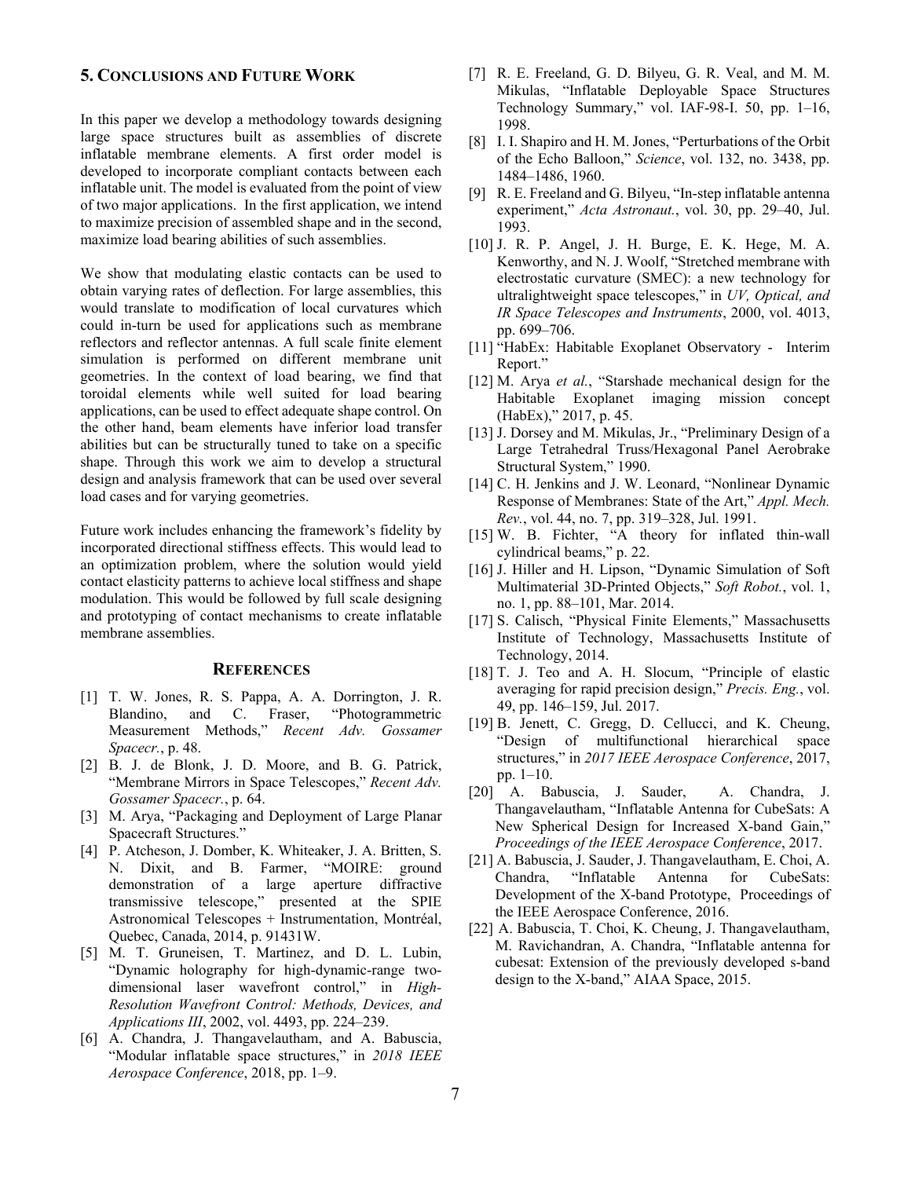## 5. Conclusions and Future Work

In this paper we develop a methodology towards designing large space structures built as assemblies of discrete inflatable membrane elements. A first order model is developed to incorporate compliant contacts between each inflatable unit. The model is evaluated from the point of view of two major applications. In the first application, we intend to maximize precision of assembled shape and in the second, maximize load bearing abilities of such assemblies.

We show that modulating elastic contacts can be used to obtain varying rates of deflection. For large assemblies, this would translate to modification of local curvatures which could in-turn be used for applications such as membrane reflectors and reflector antennas. A full scale finite element simulation is performed on different membrane unit geometries. In the context of load bearing, we find that toroidal elements while well suited for load bearing applications, can be used to effect adequate shape control. On the other hand, beam elements have inferior load transfer abilities but can be structurally tuned to take on a specific shape. Through this work we aim to develop a structural design and analysis framework that can be used over several load cases and for varying geometries.

Future work includes enhancing the framework's fidelity by incorporated directional stiffness effects. This would lead to an optimization problem, where the solution would yield contact elasticity patterns to achieve local stiffness and shape modulation. This would be followed by full scale designing and prototyping of contact mechanisms to create inflatable membrane assemblies.

## References

[1] T. W. Jones, R. S. Pappa, A. A. Dorrington, J. R. Blandino, and C. Fraser, "Photogrammetric Measurement Methods," *Recent Adv. Gossamer Spacecr.*, p. 48.

[2] B. J. de Blonk, J. D. Moore, and B. G. Patrick, "Membrane Mirrors in Space Telescopes," *Recent Adv. Gossamer Spacecr.*, p. 64.

[3] M. Arya, "Packaging and Deployment of Large Planar Spacecraft Structures."

[4] P. Atcheson, J. Domber, K. Whiteaker, J. A. Britten, S. N. Dixit, and B. Farmer, "MOIRE: ground demonstration of a large aperture diffractive transmissive telescope," presented at the SPIE Astronomical Telescopes + Instrumentation, Montréal, Quebec, Canada, 2014, p. 91431W.

[5] M. T. Gruneisen, T. Martinez, and D. L. Lubin, "Dynamic holography for high-dynamic-range two-dimensional laser wavefront control," in *High-Resolution Wavefront Control: Methods, Devices, and Applications III*, 2002, vol. 4493, pp. 224–239.

[6] A. Chandra, J. Thangavelautham, and A. Babuscia, "Modular inflatable space structures," in *2018 IEEE Aerospace Conference*, 2018, pp. 1–9.

[7] R. E. Freeland, G. D. Bilyeu, G. R. Veal, and M. M. Mikulas, "Inflatable Deployable Space Structures Technology Summary," vol. IAF-98-I. 50, pp. 1–16, 1998.

[8] I. I. Shapiro and H. M. Jones, "Perturbations of the Orbit of the Echo Balloon," *Science*, vol. 132, no. 3438, pp. 1484–1486, 1960.

[9] R. E. Freeland and G. Bilyeu, "In-step inflatable antenna experiment," *Acta Astronaut.*, vol. 30, pp. 29–40, Jul. 1993.

[10] J. R. P. Angel, J. H. Burge, E. K. Hege, M. A. Kenworthy, and N. J. Woolf, "Stretched membrane with electrostatic curvature (SMEC): a new technology for ultralightweight space telescopes," in *UV, Optical, and IR Space Telescopes and Instruments*, 2000, vol. 4013, pp. 699–706.

[11] "HabEx: Habitable Exoplanet Observatory - Interim Report."

[12] M. Arya *et al.*, "Starshade mechanical design for the Habitable Exoplanet imaging mission concept (HabEx)," 2017, p. 45.

[13] J. Dorsey and M. Mikulas, Jr., "Preliminary Design of a Large Tetrahedral Truss/Hexagonal Panel Aerobrake Structural System," 1990.

[14] C. H. Jenkins and J. W. Leonard, "Nonlinear Dynamic Response of Membranes: State of the Art," *Appl. Mech. Rev.*, vol. 44, no. 7, pp. 319–328, Jul. 1991.

[15] W. B. Fichter, "A theory for inflated thin-wall cylindrical beams," p. 22.

[16] J. Hiller and H. Lipson, "Dynamic Simulation of Soft Multimaterial 3D-Printed Objects," *Soft Robot.*, vol. 1, no. 1, pp. 88–101, Mar. 2014.

[17] S. Calisch, "Physical Finite Elements," Massachusetts Institute of Technology, Massachusetts Institute of Technology, 2014.

[18] T. J. Teo and A. H. Slocum, "Principle of elastic averaging for rapid precision design," *Precis. Eng.*, vol. 49, pp. 146–159, Jul. 2017.

[19] B. Jenett, C. Gregg, D. Cellucci, and K. Cheung, "Design of multifunctional hierarchical space structures," in *2017 IEEE Aerospace Conference*, 2017, pp. 1–10.

[20] A. Babuscia, J. Sauder, A. Chandra, J. Thangavelautham, "Inflatable Antenna for CubeSats: A New Spherical Design for Increased X-band Gain," *Proceedings of the IEEE Aerospace Conference*, 2017.

[21] A. Babuscia, J. Sauder, J. Thangavelautham, E. Choi, A. Chandra, "Inflatable Antenna for CubeSats: Development of the X-band Prototype, Proceedings of the IEEE Aerospace Conference, 2016.

[22] A. Babuscia, T. Choi, K. Cheung, J. Thangavelautham, M. Ravichandran, A. Chandra, "Inflatable antenna for cubesat: Extension of the previously developed s-band design to the X-band," AIAA Space, 2015.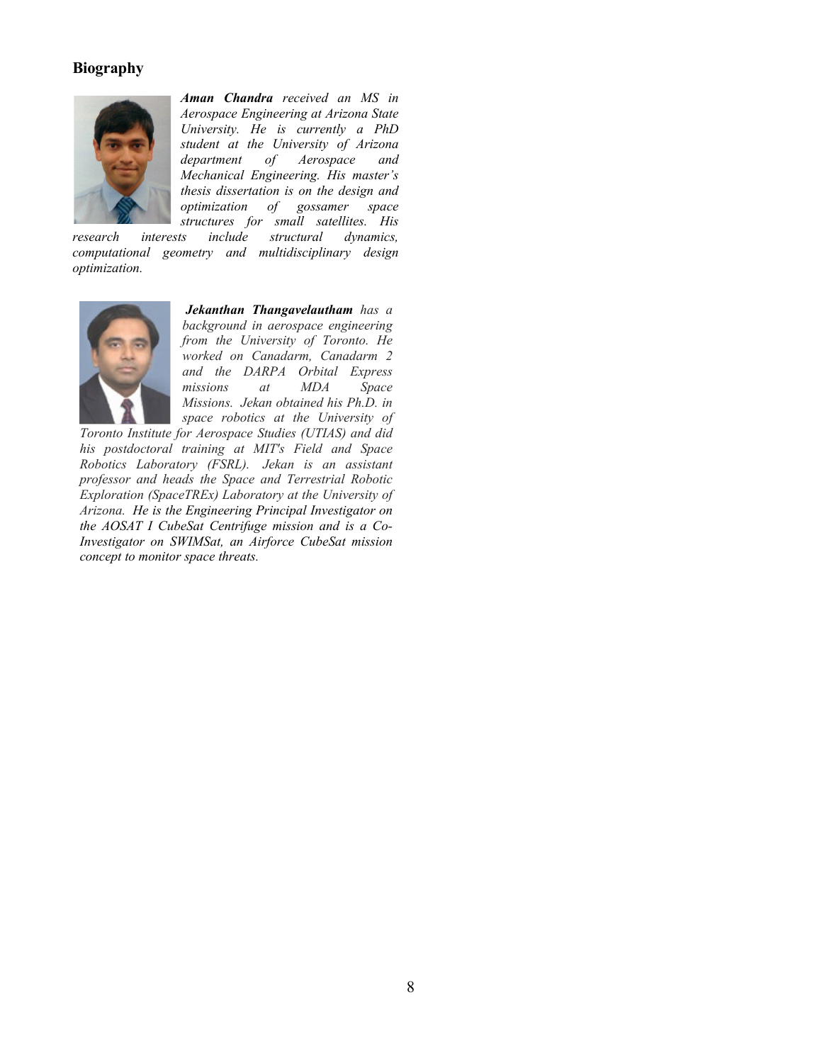## Biography

***Aman Chandra*** *received an MS in Aerospace Engineering at Arizona State University. He is currently a PhD student at the University of Arizona department of Aerospace and Mechanical Engineering. His master's thesis dissertation is on the design and optimization of gossamer space structures for small satellites. His research interests include structural dynamics, computational geometry and multidisciplinary design optimization.*

***Jekanthan Thangavelautham*** *has a background in aerospace engineering from the University of Toronto. He worked on Canadarm, Canadarm 2 and the DARPA Orbital Express missions at MDA Space Missions. Jekan obtained his Ph.D. in space robotics at the University of Toronto Institute for Aerospace Studies (UTIAS) and did his postdoctoral training at MIT's Field and Space Robotics Laboratory (FSRL). Jekan is an assistant professor and heads the Space and Terrestrial Robotic Exploration (SpaceTREx) Laboratory at the University of Arizona. He is the Engineering Principal Investigator on the AOSAT I CubeSat Centrifuge mission and is a Co-Investigator on SWIMSat, an Airforce CubeSat mission concept to monitor space threats.*